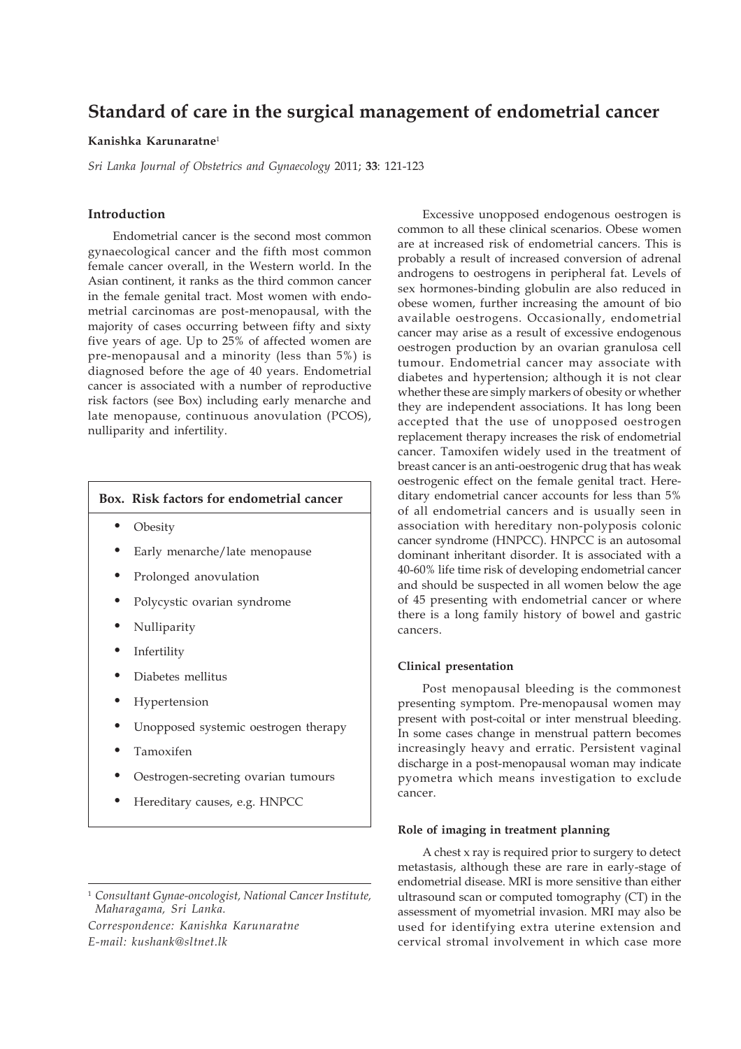# Standard of care in the surgical management of endometrial cancer

**Kanishka Karunaratne**[1]

*Sri Lanka Journal of Obstetrics and Gynaecology* 2011; **33**: 121-123

## Introduction

Endometrial cancer is the second most common gynaecological cancer and the fifth most common female cancer overall, in the Western world. In the Asian continent, it ranks as the third common cancer in the female genital tract. Most women with endometrial carcinomas are post-menopausal, with the majority of cases occurring between fifty and sixty five years of age. Up to 25% of affected women are pre-menopausal and a minority (less than 5%) is diagnosed before the age of 40 years. Endometrial cancer is associated with a number of reproductive risk factors (see Box) including early menarche and late menopause, continuous anovulation (PCOS), nulliparity and infertility.

**Box. Risk factors for endometrial cancer**

- Obesity
- Early menarche/late menopause
- Prolonged anovulation
- Polycystic ovarian syndrome
- Nulliparity
- Infertility
- Diabetes mellitus
- Hypertension
- Unopposed systemic oestrogen therapy
- Tamoxifen
- Oestrogen-secreting ovarian tumours
- Hereditary causes, e.g. HNPCC

[1] *Consultant Gynae-oncologist, National Cancer Institute, Maharagama, Sri Lanka.*

*Correspondence: Kanishka Karunaratne*

*E-mail: kushank@sltnet.lk*

Excessive unopposed endogenous oestrogen is common to all these clinical scenarios. Obese women are at increased risk of endometrial cancers. This is probably a result of increased conversion of adrenal androgens to oestrogens in peripheral fat. Levels of sex hormones-binding globulin are also reduced in obese women, further increasing the amount of bio available oestrogens. Occasionally, endometrial cancer may arise as a result of excessive endogenous oestrogen production by an ovarian granulosa cell tumour. Endometrial cancer may associate with diabetes and hypertension; although it is not clear whether these are simply markers of obesity or whether they are independent associations. It has long been accepted that the use of unopposed oestrogen replacement therapy increases the risk of endometrial cancer. Tamoxifen widely used in the treatment of breast cancer is an anti-oestrogenic drug that has weak oestrogenic effect on the female genital tract. Hereditary endometrial cancer accounts for less than 5% of all endometrial cancers and is usually seen in association with hereditary non-polyposis colonic cancer syndrome (HNPCC). HNPCC is an autosomal dominant inheritant disorder. It is associated with a 40-60% life time risk of developing endometrial cancer and should be suspected in all women below the age of 45 presenting with endometrial cancer or where there is a long family history of bowel and gastric cancers.

### Clinical presentation

Post menopausal bleeding is the commonest presenting symptom. Pre-menopausal women may present with post-coital or inter menstrual bleeding. In some cases change in menstrual pattern becomes increasingly heavy and erratic. Persistent vaginal discharge in a post-menopausal woman may indicate pyometra which means investigation to exclude cancer.

### Role of imaging in treatment planning

A chest x ray is required prior to surgery to detect metastasis, although these are rare in early-stage of endometrial disease. MRI is more sensitive than either ultrasound scan or computed tomography (CT) in the assessment of myometrial invasion. MRI may also be used for identifying extra uterine extension and cervical stromal involvement in which case more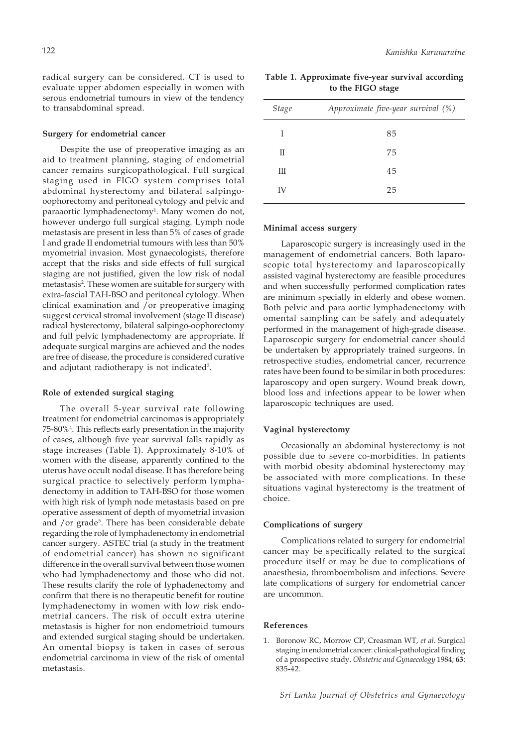radical surgery can be considered. CT is used to evaluate upper abdomen especially in women with serous endometrial tumours in view of the tendency to transabdominal spread.

### Surgery for endometrial cancer

Despite the use of preoperative imaging as an aid to treatment planning, staging of endometrial cancer remains surgicopathological. Full surgical staging used in FIGO system comprises total abdominal hysterectomy and bilateral salpingo-oophorectomy and peritoneal cytology and pelvic and paraaortic lymphadenectomy[1]. Many women do not, however undergo full surgical staging. Lymph node metastasis are present in less than 5% of cases of grade I and grade II endometrial tumours with less than 50% myometrial invasion. Most gynaecologists, therefore accept that the risks and side effects of full surgical staging are not justified, given the low risk of nodal metastasis[2]. These women are suitable for surgery with extra-fascial TAH-BSO and peritoneal cytology. When clinical examination and /or preoperative imaging suggest cervical stromal involvement (stage II disease) radical hysterectomy, bilateral salpingo-oophorectomy and full pelvic lymphadenectomy are appropriate. If adequate surgical margins are achieved and the nodes are free of disease, the procedure is considered curative and adjutant radiotherapy is not indicated[3].

### Role of extended surgical staging

The overall 5-year survival rate following treatment for endometrial carcinomas is appropriately 75-80%[4]. This reflects early presentation in the majority of cases, although five year survival falls rapidly as stage increases (Table 1). Approximately 8-10% of women with the disease, apparently confined to the uterus have occult nodal disease. It has therefore being surgical practice to selectively perform lymphadenectomy in addition to TAH-BSO for those women with high risk of lymph node metastasis based on pre operative assessment of depth of myometrial invasion and /or grade[5]. There has been considerable debate regarding the role of lymphadenectomy in endometrial cancer surgery. ASTEC trial (a study in the treatment of endometrial cancer) has shown no significant difference in the overall survival between those women who had lymphadenectomy and those who did not. These results clarify the role of lyphadenectomy and confirm that there is no therapeutic benefit for routine lymphadenectomy in women with low risk endometrial cancers. The risk of occult extra uterine metastasis is higher for non endometrioid tumours and extended surgical staging should be undertaken. An omental biopsy is taken in cases of serous endometrial carcinoma in view of the risk of omental metastasis.

**Table 1. Approximate five-year survival according to the FIGO stage**

| *Stage* | *Approximate five-year survival (%)* |
|---|---|
| I | 85 |
| II | 75 |
| III | 45 |
| IV | 25 |

### Minimal access surgery

Laparoscopic surgery is increasingly used in the management of endometrial cancers. Both laparoscopic total hysterectomy and laparoscopically assisted vaginal hysterectomy are feasible procedures and when successfully performed complication rates are minimum specially in elderly and obese women. Both pelvic and para aortic lymphadenectomy with omental sampling can be safely and adequately performed in the management of high-grade disease. Laparoscopic surgery for endometrial cancer should be undertaken by appropriately trained surgeons. In retrospective studies, endometrial cancer, recurrence rates have been found to be similar in both procedures: laparoscopy and open surgery. Wound break down, blood loss and infections appear to be lower when laparoscopic techniques are used.

### Vaginal hysterectomy

Occasionally an abdominal hysterectomy is not possible due to severe co-morbidities. In patients with morbid obesity abdominal hysterectomy may be associated with more complications. In these situations vaginal hysterectomy is the treatment of choice.

### Complications of surgery

Complications related to surgery for endometrial cancer may be specifically related to the surgical procedure itself or may be due to complications of anaesthesia, thromboembolism and infections. Severe late complications of surgery for endometrial cancer are uncommon.

### References

1. Boronow RC, Morrow CP, Creasman WT, *et al.* Surgical staging in endometrial cancer: clinical-pathological finding of a prospective study. *Obstetric and Gynaecology* 1984; **63**: 835-42.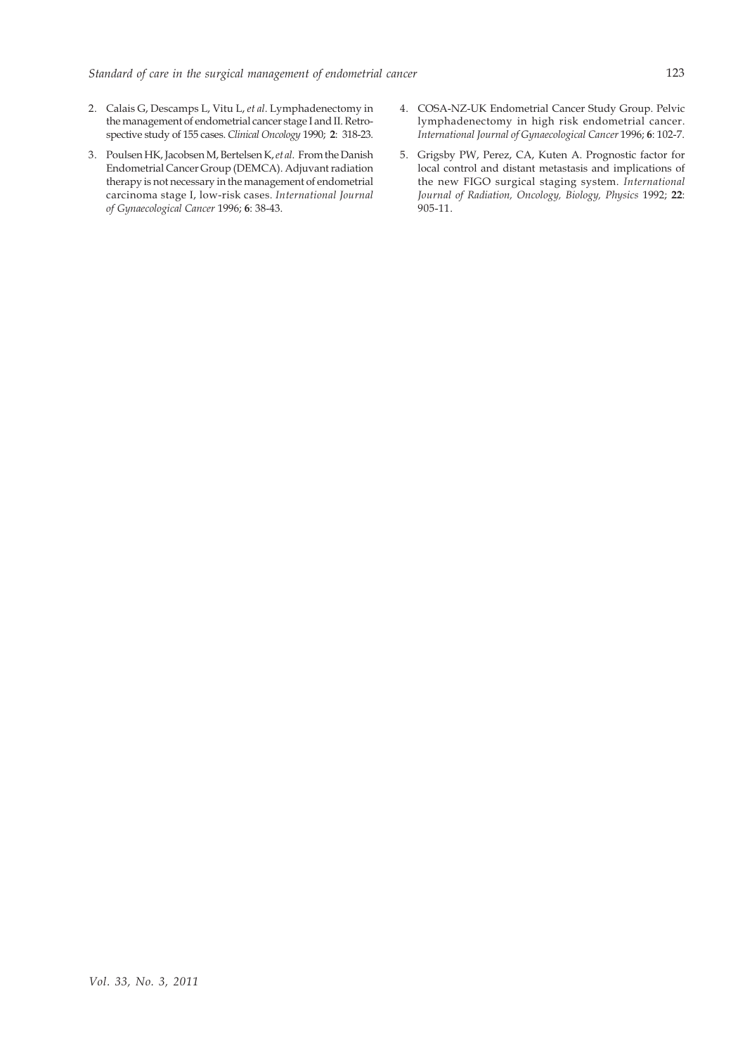2. Calais G, Descamps L, Vitu L, *et al*. Lymphadenectomy in the management of endometrial cancer stage I and II. Retrospective study of 155 cases. *Clinical Oncology* 1990; **2**: 318-23.
3. Poulsen HK, Jacobsen M, Bertelsen K, *et al*. From the Danish Endometrial Cancer Group (DEMCA). Adjuvant radiation therapy is not necessary in the management of endometrial carcinoma stage I, low-risk cases. *International Journal of Gynaecological Cancer* 1996; **6**: 38-43.
4. COSA-NZ-UK Endometrial Cancer Study Group. Pelvic lymphadenectomy in high risk endometrial cancer. *International Journal of Gynaecological Cancer* 1996; **6**: 102-7.
5. Grigsby PW, Perez, CA, Kuten A. Prognostic factor for local control and distant metastasis and implications of the new FIGO surgical staging system. *International Journal of Radiation, Oncology, Biology, Physics* 1992; **22**: 905-11.